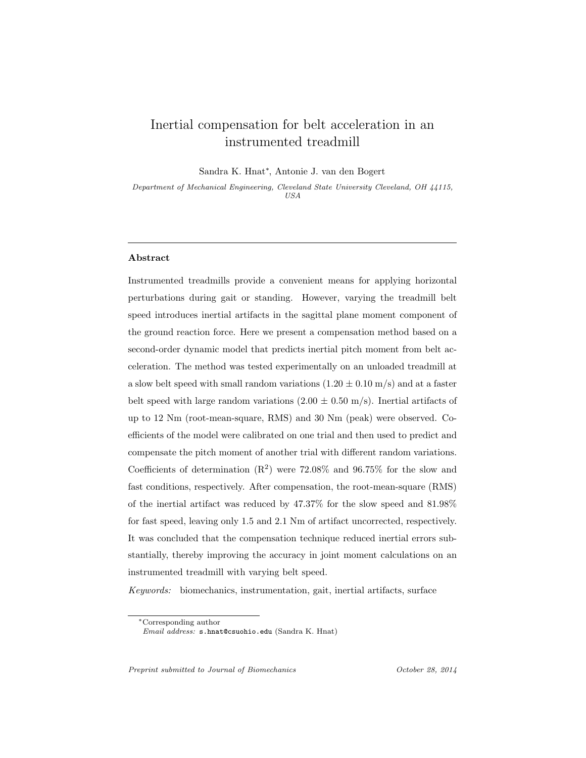# Inertial compensation for belt acceleration in an instrumented treadmill

Sandra K. Hnat*, Antonie J. van den Bogert

*Department of Mechanical Engineering, Cleveland State University Cleveland, OH 44115, USA*

---

## Abstract

Instrumented treadmills provide a convenient means for applying horizontal perturbations during gait or standing. However, varying the treadmill belt speed introduces inertial artifacts in the sagittal plane moment component of the ground reaction force. Here we present a compensation method based on a second-order dynamic model that predicts inertial pitch moment from belt acceleration. The method was tested experimentally on an unloaded treadmill at a slow belt speed with small random variations ($1.20 \pm 0.10$ m/s) and at a faster belt speed with large random variations ($2.00 \pm 0.50$ m/s). Inertial artifacts of up to 12 Nm (root-mean-square, RMS) and 30 Nm (peak) were observed. Coefficients of the model were calibrated on one trial and then used to predict and compensate the pitch moment of another trial with different random variations. Coefficients of determination ($R^2$) were 72.08% and 96.75% for the slow and fast conditions, respectively. After compensation, the root-mean-square (RMS) of the inertial artifact was reduced by 47.37% for the slow speed and 81.98% for fast speed, leaving only 1.5 and 2.1 Nm of artifact uncorrected, respectively. It was concluded that the compensation technique reduced inertial errors substantially, thereby improving the accuracy in joint moment calculations on an instrumented treadmill with varying belt speed.

*Keywords:* biomechanics, instrumentation, gait, inertial artifacts, surface

---

*Corresponding author
*Email address:* s.hnat@csuohio.edu (Sandra K. Hnat)

*Preprint submitted to Journal of Biomechanics* *October 28, 2014*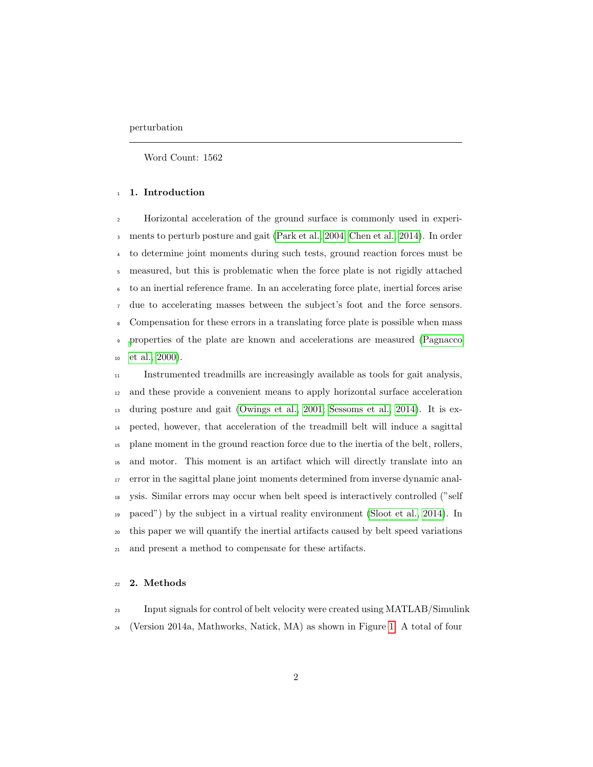perturbation

---

Word Count: 1562

## 1. Introduction

Horizontal acceleration of the ground surface is commonly used in experiments to perturb posture and gait (Park et al., 2004; Chen et al., 2014). In order to determine joint moments during such tests, ground reaction forces must be measured, but this is problematic when the force plate is not rigidly attached to an inertial reference frame. In an accelerating force plate, inertial forces arise due to accelerating masses between the subject's foot and the force sensors. Compensation for these errors in a translating force plate is possible when mass properties of the plate are known and accelerations are measured (Pagnacco et al., 2000).

Instrumented treadmills are increasingly available as tools for gait analysis, and these provide a convenient means to apply horizontal surface acceleration during posture and gait (Owings et al., 2001; Sessoms et al., 2014). It is expected, however, that acceleration of the treadmill belt will induce a sagittal plane moment in the ground reaction force due to the inertia of the belt, rollers, and motor. This moment is an artifact which will directly translate into an error in the sagittal plane joint moments determined from inverse dynamic analysis. Similar errors may occur when belt speed is interactively controlled ("self paced") by the subject in a virtual reality environment (Sloot et al., 2014). In this paper we will quantify the inertial artifacts caused by belt speed variations and present a method to compensate for these artifacts.

## 2. Methods

Input signals for control of belt velocity were created using MATLAB/Simulink (Version 2014a, Mathworks, Natick, MA) as shown in Figure 1. A total of four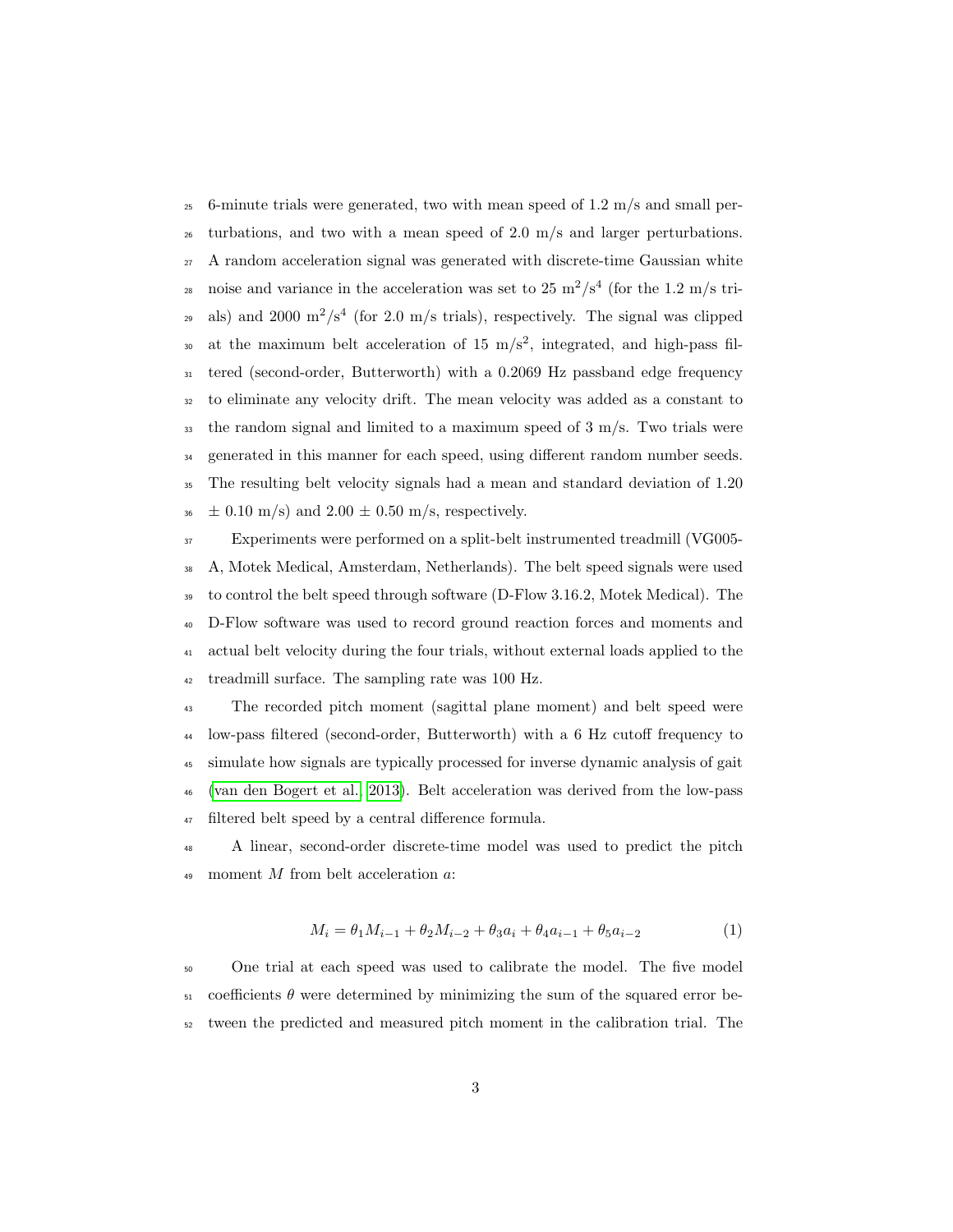6-minute trials were generated, two with mean speed of 1.2 m/s and small perturbations, and two with a mean speed of 2.0 m/s and larger perturbations. A random acceleration signal was generated with discrete-time Gaussian white noise and variance in the acceleration was set to 25 $m^2/s^4$ (for the 1.2 m/s trials) and 2000 $m^2/s^4$ (for 2.0 m/s trials), respectively. The signal was clipped at the maximum belt acceleration of 15 $m/s^2$, integrated, and high-pass filtered (second-order, Butterworth) with a 0.2069 Hz passband edge frequency to eliminate any velocity drift. The mean velocity was added as a constant to the random signal and limited to a maximum speed of 3 m/s. Two trials were generated in this manner for each speed, using different random number seeds. The resulting belt velocity signals had a mean and standard deviation of 1.20 $\pm$ 0.10 m/s) and 2.00 $\pm$ 0.50 m/s, respectively.

Experiments were performed on a split-belt instrumented treadmill (VG005-A, Motek Medical, Amsterdam, Netherlands). The belt speed signals were used to control the belt speed through software (D-Flow 3.16.2, Motek Medical). The D-Flow software was used to record ground reaction forces and moments and actual belt velocity during the four trials, without external loads applied to the treadmill surface. The sampling rate was 100 Hz.

The recorded pitch moment (sagittal plane moment) and belt speed were low-pass filtered (second-order, Butterworth) with a 6 Hz cutoff frequency to simulate how signals are typically processed for inverse dynamic analysis of gait (van den Bogert et al., 2013). Belt acceleration was derived from the low-pass filtered belt speed by a central difference formula.

A linear, second-order discrete-time model was used to predict the pitch moment $M$ from belt acceleration $a$:

$$M_i = \theta_1 M_{i-1} + \theta_2 M_{i-2} + \theta_3 a_i + \theta_4 a_{i-1} + \theta_5 a_{i-2} \tag{1}$$

One trial at each speed was used to calibrate the model. The five model coefficients $\theta$ were determined by minimizing the sum of the squared error between the predicted and measured pitch moment in the calibration trial. The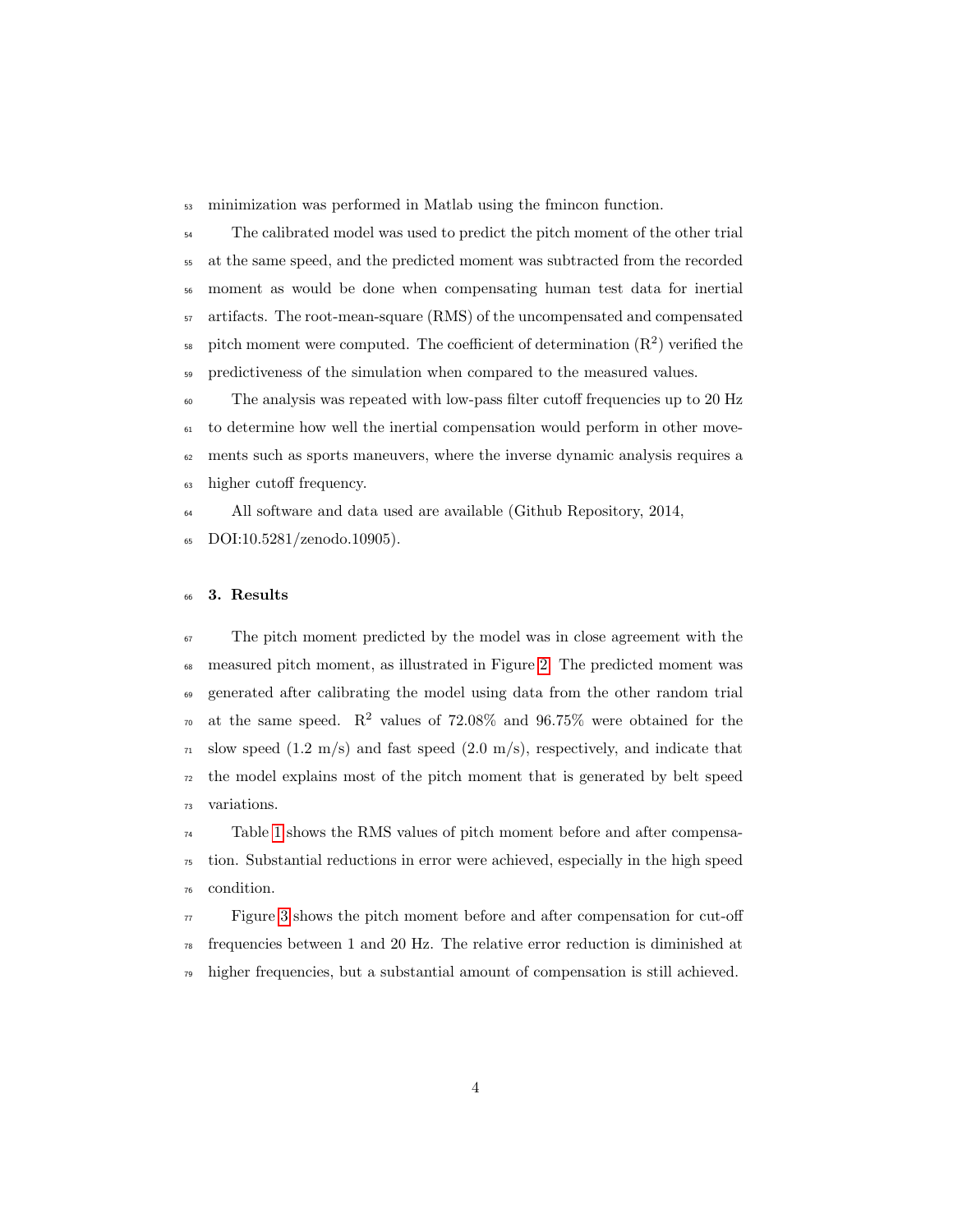minimization was performed in Matlab using the fmincon function.

The calibrated model was used to predict the pitch moment of the other trial at the same speed, and the predicted moment was subtracted from the recorded moment as would be done when compensating human test data for inertial artifacts. The root-mean-square (RMS) of the uncompensated and compensated pitch moment were computed. The coefficient of determination ($R^2$) verified the predictiveness of the simulation when compared to the measured values.

The analysis was repeated with low-pass filter cutoff frequencies up to 20 Hz to determine how well the inertial compensation would perform in other movements such as sports maneuvers, where the inverse dynamic analysis requires a higher cutoff frequency.

All software and data used are available (Github Repository, 2014, DOI:10.5281/zenodo.10905).

## 3. Results

The pitch moment predicted by the model was in close agreement with the measured pitch moment, as illustrated in Figure 2. The predicted moment was generated after calibrating the model using data from the other random trial at the same speed. $R^2$ values of 72.08% and 96.75% were obtained for the slow speed (1.2 m/s) and fast speed (2.0 m/s), respectively, and indicate that the model explains most of the pitch moment that is generated by belt speed variations.

Table 1 shows the RMS values of pitch moment before and after compensation. Substantial reductions in error were achieved, especially in the high speed condition.

Figure 3 shows the pitch moment before and after compensation for cut-off frequencies between 1 and 20 Hz. The relative error reduction is diminished at higher frequencies, but a substantial amount of compensation is still achieved.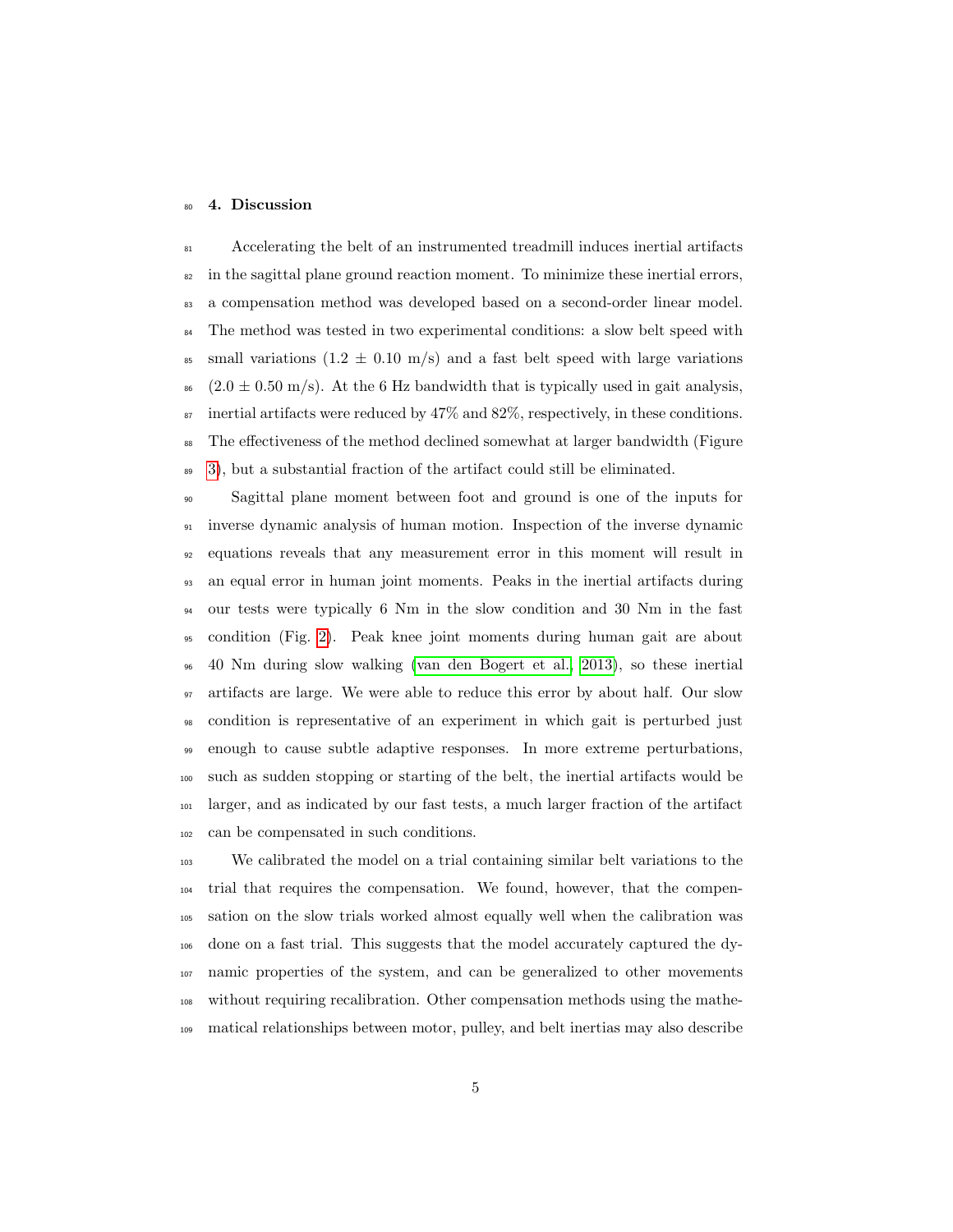## 4. Discussion

Accelerating the belt of an instrumented treadmill induces inertial artifacts in the sagittal plane ground reaction moment. To minimize these inertial errors, a compensation method was developed based on a second-order linear model. The method was tested in two experimental conditions: a slow belt speed with small variations (1.2 ± 0.10 m/s) and a fast belt speed with large variations (2.0 ± 0.50 m/s). At the 6 Hz bandwidth that is typically used in gait analysis, inertial artifacts were reduced by 47% and 82%, respectively, in these conditions. The effectiveness of the method declined somewhat at larger bandwidth (Figure 3), but a substantial fraction of the artifact could still be eliminated.

Sagittal plane moment between foot and ground is one of the inputs for inverse dynamic analysis of human motion. Inspection of the inverse dynamic equations reveals that any measurement error in this moment will result in an equal error in human joint moments. Peaks in the inertial artifacts during our tests were typically 6 Nm in the slow condition and 30 Nm in the fast condition (Fig. 2). Peak knee joint moments during human gait are about 40 Nm during slow walking (van den Bogert et al., 2013), so these inertial artifacts are large. We were able to reduce this error by about half. Our slow condition is representative of an experiment in which gait is perturbed just enough to cause subtle adaptive responses. In more extreme perturbations, such as sudden stopping or starting of the belt, the inertial artifacts would be larger, and as indicated by our fast tests, a much larger fraction of the artifact can be compensated in such conditions.

We calibrated the model on a trial containing similar belt variations to the trial that requires the compensation. We found, however, that the compensation on the slow trials worked almost equally well when the calibration was done on a fast trial. This suggests that the model accurately captured the dynamic properties of the system, and can be generalized to other movements without requiring recalibration. Other compensation methods using the mathematical relationships between motor, pulley, and belt inertias may also describe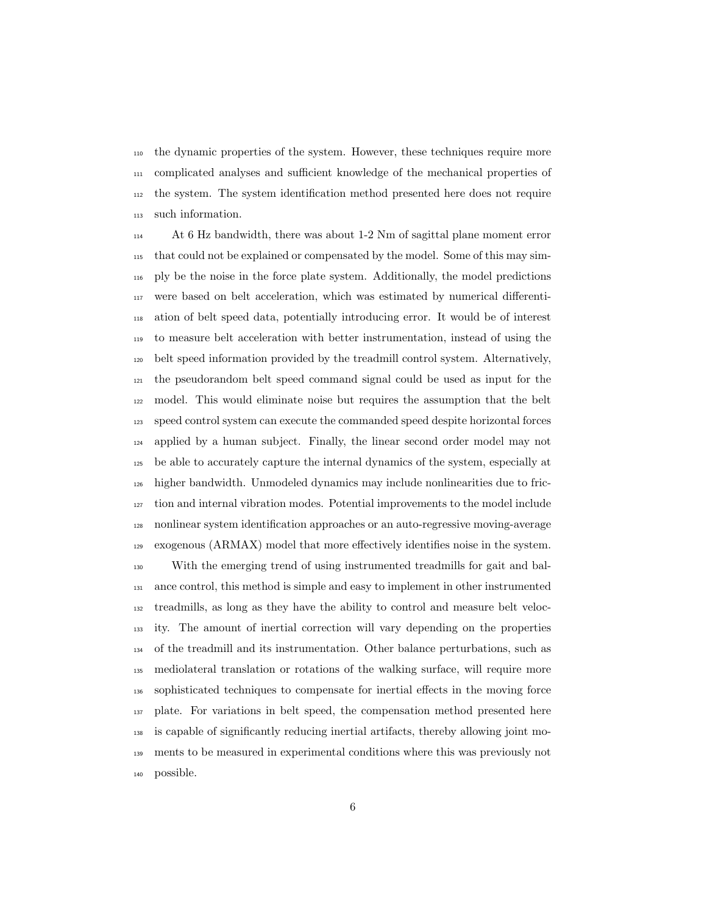the dynamic properties of the system. However, these techniques require more complicated analyses and sufficient knowledge of the mechanical properties of the system. The system identification method presented here does not require such information.

At 6 Hz bandwidth, there was about 1-2 Nm of sagittal plane moment error that could not be explained or compensated by the model. Some of this may simply be the noise in the force plate system. Additionally, the model predictions were based on belt acceleration, which was estimated by numerical differentiation of belt speed data, potentially introducing error. It would be of interest to measure belt acceleration with better instrumentation, instead of using the belt speed information provided by the treadmill control system. Alternatively, the pseudorandom belt speed command signal could be used as input for the model. This would eliminate noise but requires the assumption that the belt speed control system can execute the commanded speed despite horizontal forces applied by a human subject. Finally, the linear second order model may not be able to accurately capture the internal dynamics of the system, especially at higher bandwidth. Unmodeled dynamics may include nonlinearities due to friction and internal vibration modes. Potential improvements to the model include nonlinear system identification approaches or an auto-regressive moving-average exogenous (ARMAX) model that more effectively identifies noise in the system.

With the emerging trend of using instrumented treadmills for gait and balance control, this method is simple and easy to implement in other instrumented treadmills, as long as they have the ability to control and measure belt velocity. The amount of inertial correction will vary depending on the properties of the treadmill and its instrumentation. Other balance perturbations, such as mediolateral translation or rotations of the walking surface, will require more sophisticated techniques to compensate for inertial effects in the moving force plate. For variations in belt speed, the compensation method presented here is capable of significantly reducing inertial artifacts, thereby allowing joint moments to be measured in experimental conditions where this was previously not possible.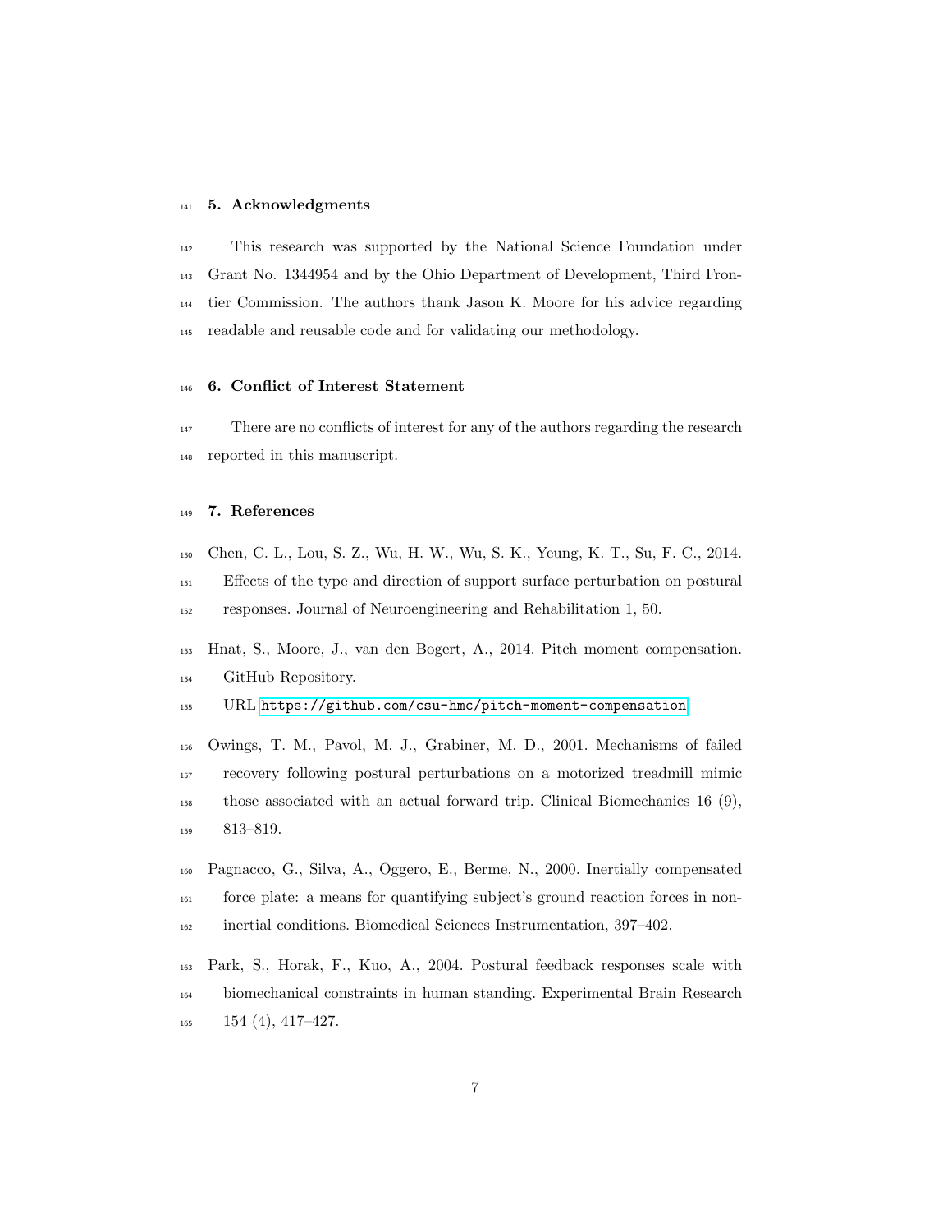## 5. Acknowledgments

This research was supported by the National Science Foundation under Grant No. 1344954 and by the Ohio Department of Development, Third Frontier Commission. The authors thank Jason K. Moore for his advice regarding readable and reusable code and for validating our methodology.

## 6. Conflict of Interest Statement

There are no conflicts of interest for any of the authors regarding the research reported in this manuscript.

## 7. References

Chen, C. L., Lou, S. Z., Wu, H. W., Wu, S. K., Yeung, K. T., Su, F. C., 2014. Effects of the type and direction of support surface perturbation on postural responses. Journal of Neuroengineering and Rehabilitation 1, 50.

Hnat, S., Moore, J., van den Bogert, A., 2014. Pitch moment compensation. GitHub Repository.
URL https://github.com/csu-hmc/pitch-moment-compensation

Owings, T. M., Pavol, M. J., Grabiner, M. D., 2001. Mechanisms of failed recovery following postural perturbations on a motorized treadmill mimic those associated with an actual forward trip. Clinical Biomechanics 16 (9), 813–819.

Pagnacco, G., Silva, A., Oggero, E., Berme, N., 2000. Inertially compensated force plate: a means for quantifying subject's ground reaction forces in non-inertial conditions. Biomedical Sciences Instrumentation, 397–402.

Park, S., Horak, F., Kuo, A., 2004. Postural feedback responses scale with biomechanical constraints in human standing. Experimental Brain Research 154 (4), 417–427.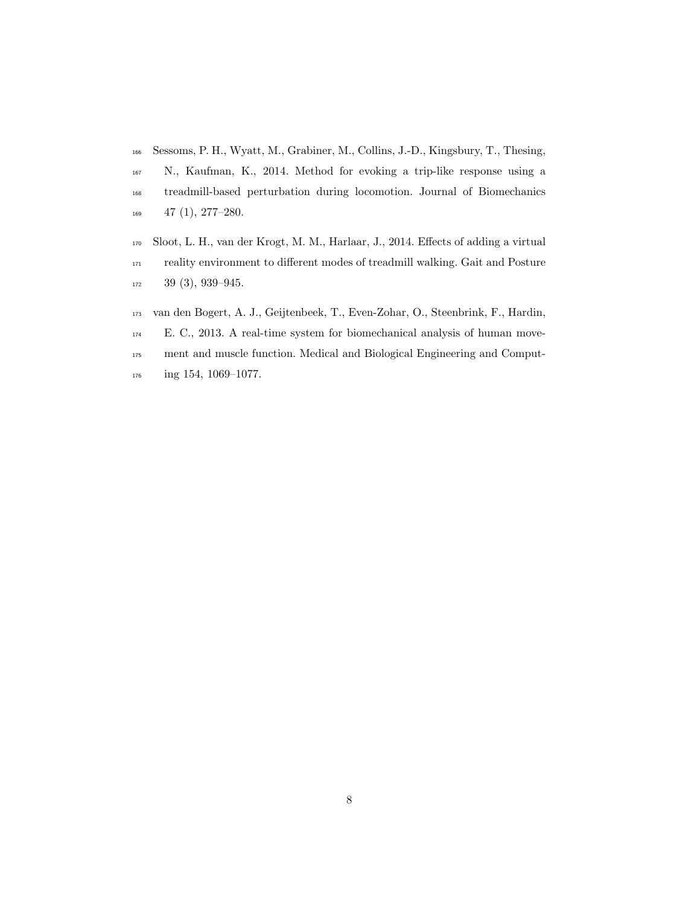Sessoms, P. H., Wyatt, M., Grabiner, M., Collins, J.-D., Kingsbury, T., Thesing, N., Kaufman, K., 2014. Method for evoking a trip-like response using a treadmill-based perturbation during locomotion. Journal of Biomechanics 47 (1), 277–280.

Sloot, L. H., van der Krogt, M. M., Harlaar, J., 2014. Effects of adding a virtual reality environment to different modes of treadmill walking. Gait and Posture 39 (3), 939–945.

van den Bogert, A. J., Geijtenbeek, T., Even-Zohar, O., Steenbrink, F., Hardin, E. C., 2013. A real-time system for biomechanical analysis of human movement and muscle function. Medical and Biological Engineering and Computing 154, 1069–1077.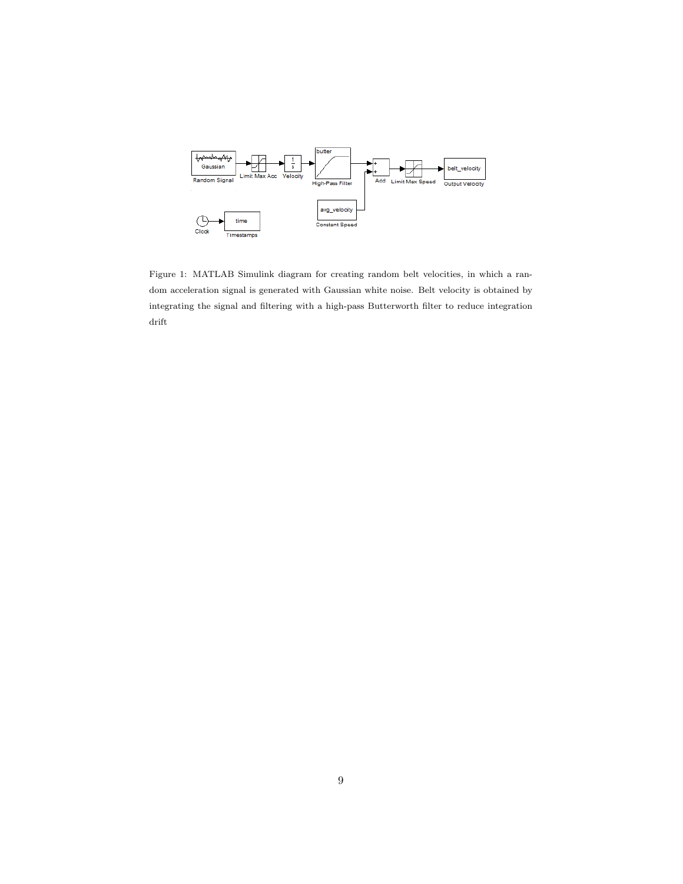Figure 1: MATLAB Simulink diagram for creating random belt velocities, in which a random acceleration signal is generated with Gaussian white noise. Belt velocity is obtained by integrating the signal and filtering with a high-pass Butterworth filter to reduce integration drift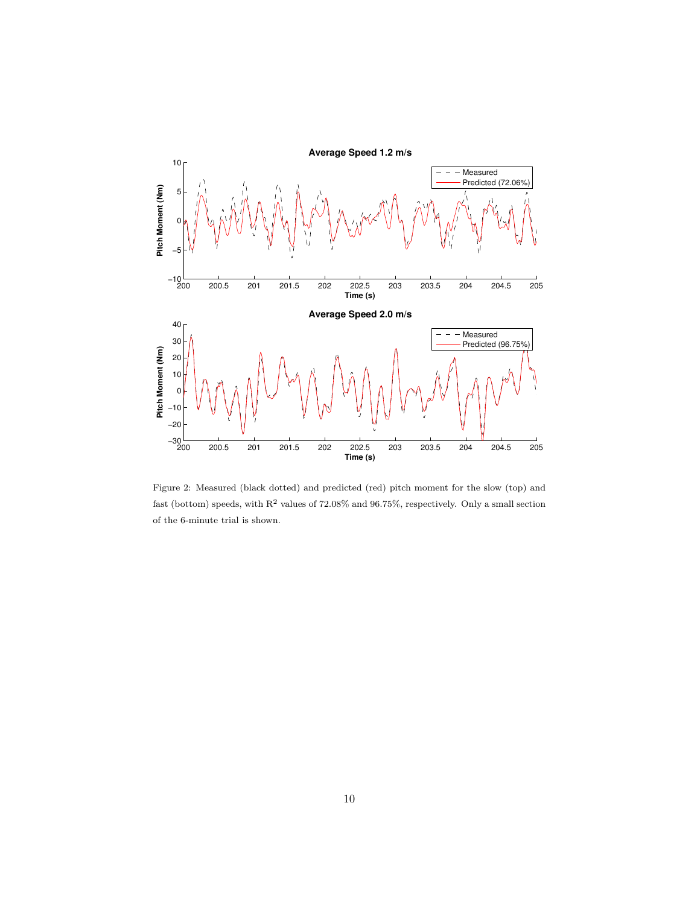Figure 2: Measured (black dotted) and predicted (red) pitch moment for the slow (top) and fast (bottom) speeds, with $R^2$ values of 72.08% and 96.75%, respectively. Only a small section of the 6-minute trial is shown.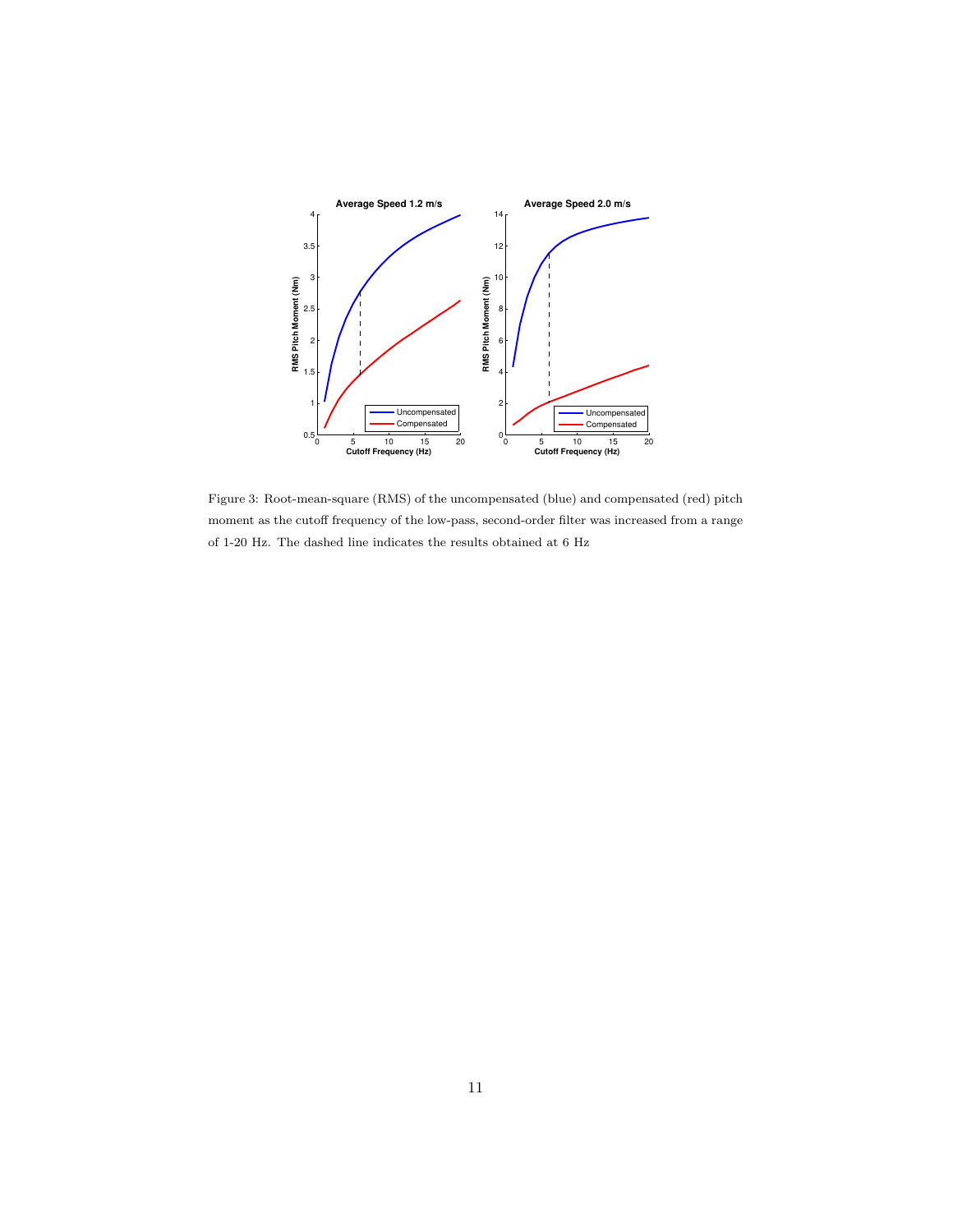Figure 3: Root-mean-square (RMS) of the uncompensated (blue) and compensated (red) pitch moment as the cutoff frequency of the low-pass, second-order filter was increased from a range of 1-20 Hz. The dashed line indicates the results obtained at 6 Hz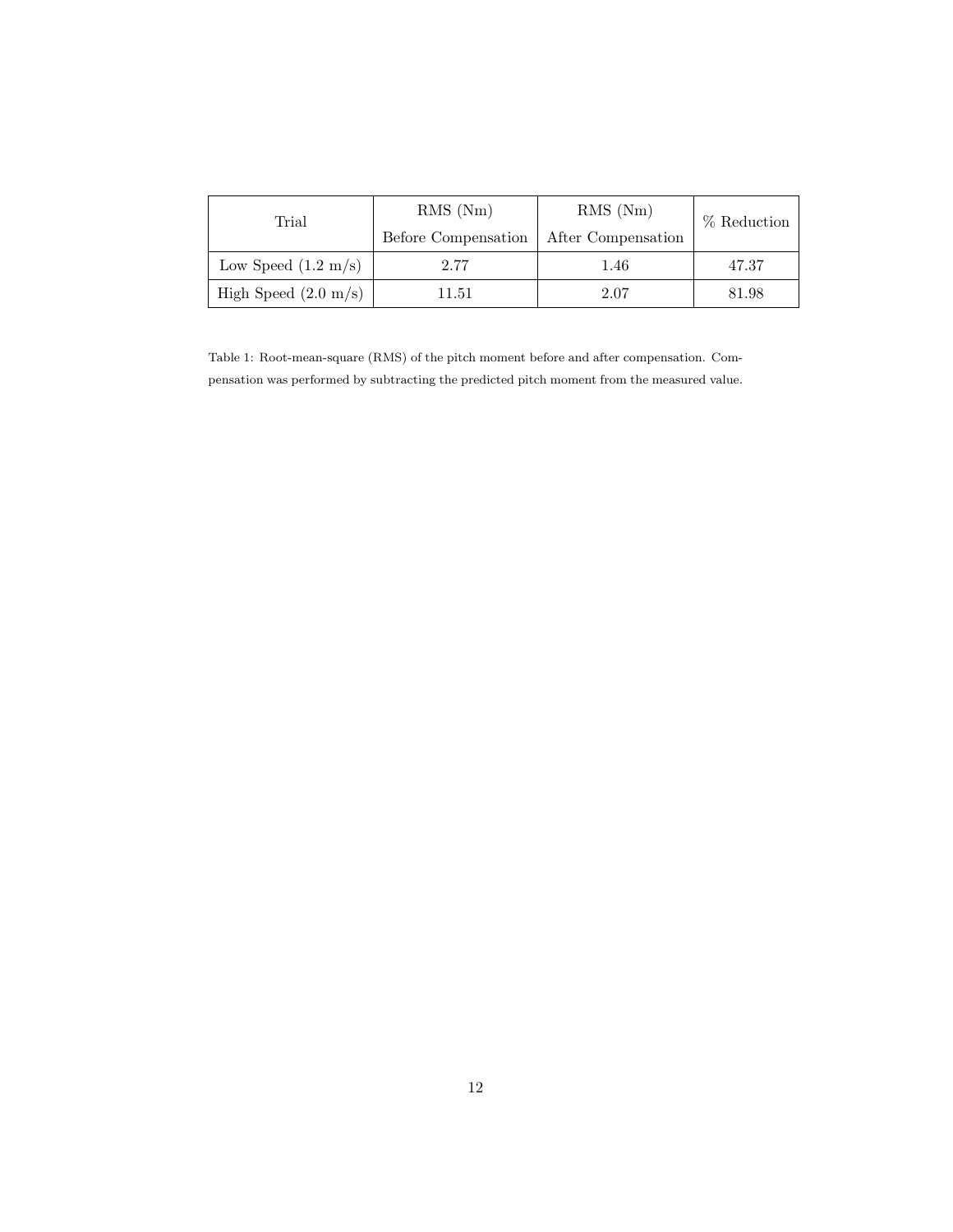| Trial | RMS (Nm) Before Compensation | RMS (Nm) After Compensation | % Reduction |
| --- | --- | --- | --- |
| Low Speed (1.2 m/s) | 2.77 | 1.46 | 47.37 |
| High Speed (2.0 m/s) | 11.51 | 2.07 | 81.98 |

Table 1: Root-mean-square (RMS) of the pitch moment before and after compensation. Compensation was performed by subtracting the predicted pitch moment from the measured value.